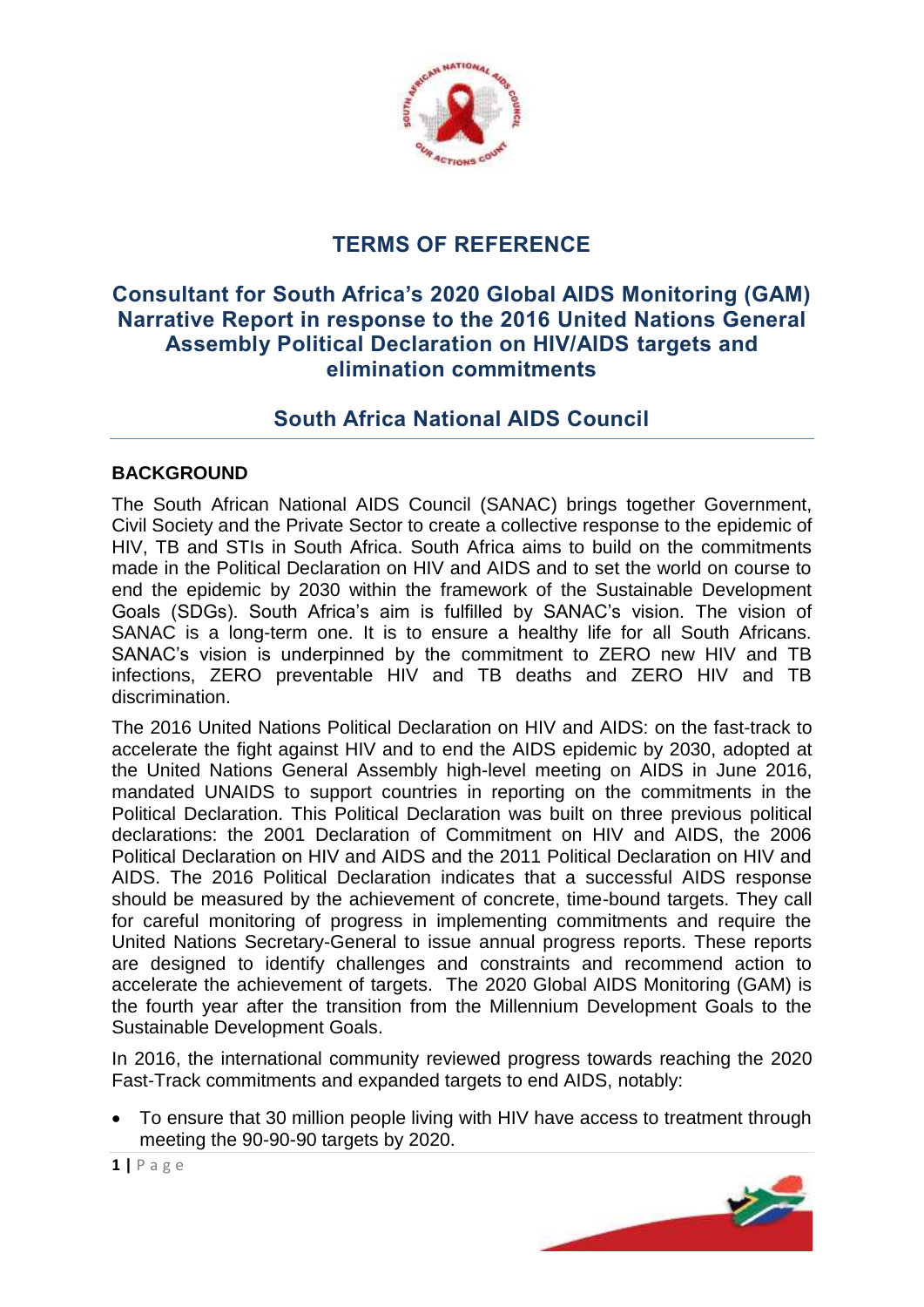# TERMS OF REFERENCE

## Consultant for South Africa's 2020 Global AIDS Monitoring (GAM) Narrative Report in response to the 2016 United Nations General Assembly Political Declaration on HIV/AIDS targets and elimination commitments

## South Africa National AIDS Council

### BACKGROUND

The South African National AIDS Council (SANAC) brings together Government, Civil Society and the Private Sector to create a collective response to the epidemic of HIV, TB and STIs in South Africa. South Africa aims to build on the commitments made in the Political Declaration on HIV and AIDS and to set the world on course to end the epidemic by 2030 within the framework of the Sustainable Development Goals (SDGs). South Africa's aim is fulfilled by SANAC's vision. The vision of SANAC is a long-term one. It is to ensure a healthy life for all South Africans. SANAC's vision is underpinned by the commitment to ZERO new HIV and TB infections, ZERO preventable HIV and TB deaths and ZERO HIV and TB discrimination.

The 2016 United Nations Political Declaration on HIV and AIDS: on the fast-track to accelerate the fight against HIV and to end the AIDS epidemic by 2030, adopted at the United Nations General Assembly high-level meeting on AIDS in June 2016, mandated UNAIDS to support countries in reporting on the commitments in the Political Declaration. This Political Declaration was built on three previous political declarations: the 2001 Declaration of Commitment on HIV and AIDS, the 2006 Political Declaration on HIV and AIDS and the 2011 Political Declaration on HIV and AIDS. The 2016 Political Declaration indicates that a successful AIDS response should be measured by the achievement of concrete, time-bound targets. They call for careful monitoring of progress in implementing commitments and require the United Nations Secretary-General to issue annual progress reports. These reports are designed to identify challenges and constraints and recommend action to accelerate the achievement of targets. The 2020 Global AIDS Monitoring (GAM) is the fourth year after the transition from the Millennium Development Goals to the Sustainable Development Goals.

In 2016, the international community reviewed progress towards reaching the 2020 Fast-Track commitments and expanded targets to end AIDS, notably:

- To ensure that 30 million people living with HIV have access to treatment through meeting the 90-90-90 targets by 2020.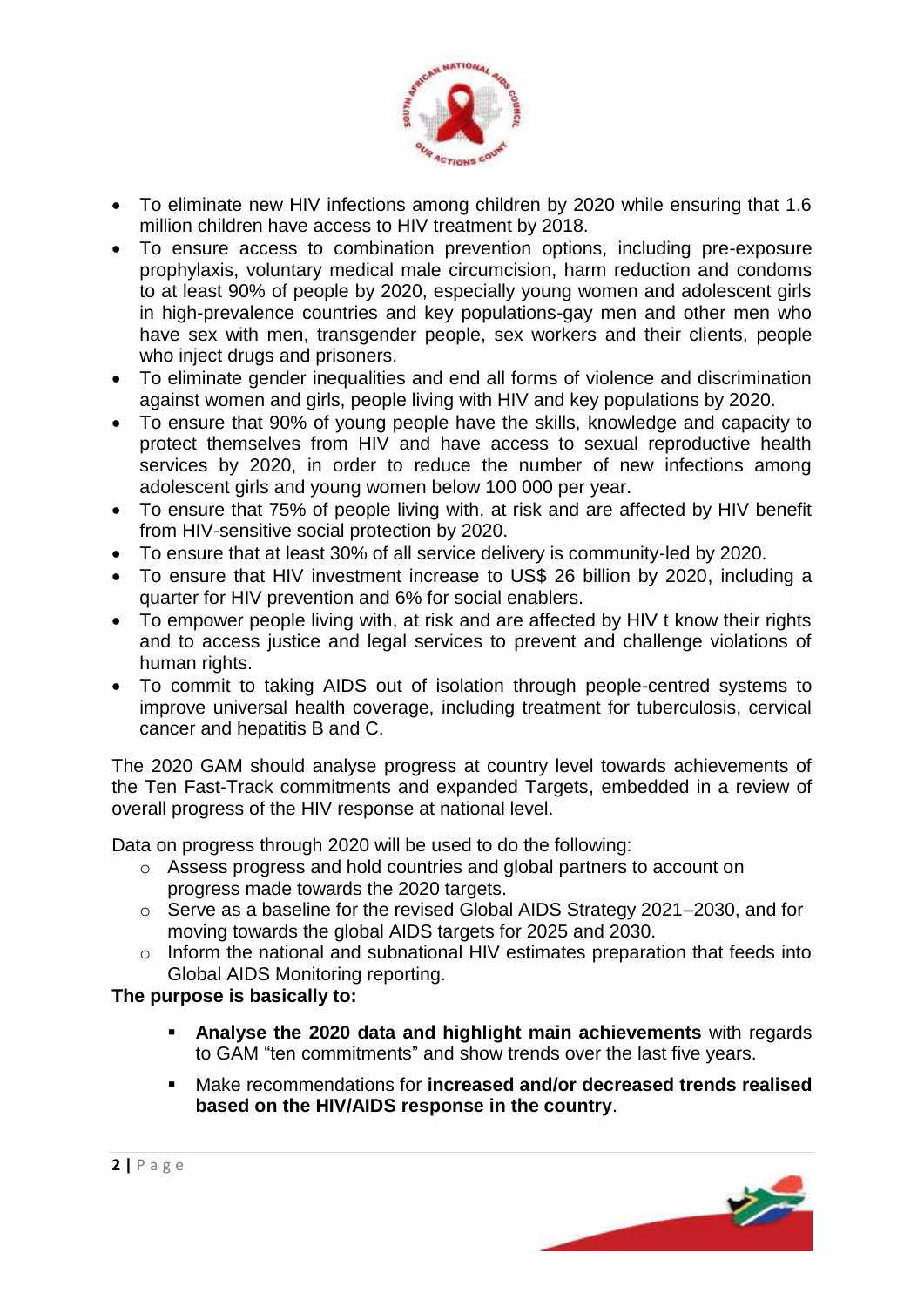- To eliminate new HIV infections among children by 2020 while ensuring that 1.6 million children have access to HIV treatment by 2018.
- To ensure access to combination prevention options, including pre-exposure prophylaxis, voluntary medical male circumcision, harm reduction and condoms to at least 90% of people by 2020, especially young women and adolescent girls in high-prevalence countries and key populations-gay men and other men who have sex with men, transgender people, sex workers and their clients, people who inject drugs and prisoners.
- To eliminate gender inequalities and end all forms of violence and discrimination against women and girls, people living with HIV and key populations by 2020.
- To ensure that 90% of young people have the skills, knowledge and capacity to protect themselves from HIV and have access to sexual reproductive health services by 2020, in order to reduce the number of new infections among adolescent girls and young women below 100 000 per year.
- To ensure that 75% of people living with, at risk and are affected by HIV benefit from HIV-sensitive social protection by 2020.
- To ensure that at least 30% of all service delivery is community-led by 2020.
- To ensure that HIV investment increase to US$ 26 billion by 2020, including a quarter for HIV prevention and 6% for social enablers.
- To empower people living with, at risk and are affected by HIV t know their rights and to access justice and legal services to prevent and challenge violations of human rights.
- To commit to taking AIDS out of isolation through people-centred systems to improve universal health coverage, including treatment for tuberculosis, cervical cancer and hepatitis B and C.

The 2020 GAM should analyse progress at country level towards achievements of the Ten Fast-Track commitments and expanded Targets, embedded in a review of overall progress of the HIV response at national level.

Data on progress through 2020 will be used to do the following:

- Assess progress and hold countries and global partners to account on progress made towards the 2020 targets.
- Serve as a baseline for the revised Global AIDS Strategy 2021–2030, and for moving towards the global AIDS targets for 2025 and 2030.
- Inform the national and subnational HIV estimates preparation that feeds into Global AIDS Monitoring reporting.

**The purpose is basically to:**

- **Analyse the 2020 data and highlight main achievements** with regards to GAM "ten commitments" and show trends over the last five years.
- Make recommendations for **increased and/or decreased trends realised based on the HIV/AIDS response in the country**.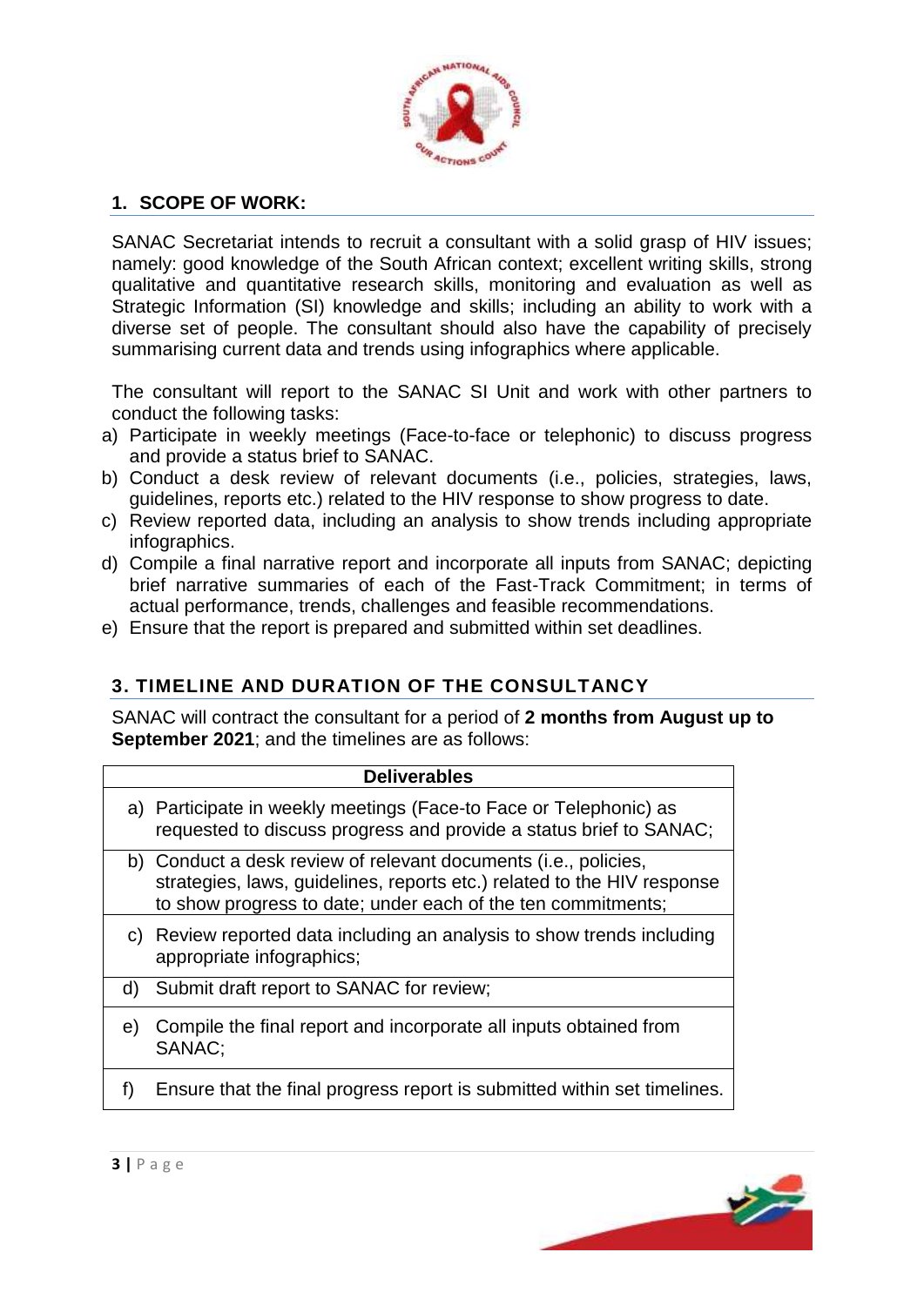## 1. SCOPE OF WORK:

SANAC Secretariat intends to recruit a consultant with a solid grasp of HIV issues; namely: good knowledge of the South African context; excellent writing skills, strong qualitative and quantitative research skills, monitoring and evaluation as well as Strategic Information (SI) knowledge and skills; including an ability to work with a diverse set of people. The consultant should also have the capability of precisely summarising current data and trends using infographics where applicable.

The consultant will report to the SANAC SI Unit and work with other partners to conduct the following tasks:

a) Participate in weekly meetings (Face-to-face or telephonic) to discuss progress and provide a status brief to SANAC.
b) Conduct a desk review of relevant documents (i.e., policies, strategies, laws, guidelines, reports etc.) related to the HIV response to show progress to date.
c) Review reported data, including an analysis to show trends including appropriate infographics.
d) Compile a final narrative report and incorporate all inputs from SANAC; depicting brief narrative summaries of each of the Fast-Track Commitment; in terms of actual performance, trends, challenges and feasible recommendations.
e) Ensure that the report is prepared and submitted within set deadlines.

## 3. TIMELINE AND DURATION OF THE CONSULTANCY

SANAC will contract the consultant for a period of **2 months from August up to September 2021**; and the timelines are as follows:

| Deliverables |
|---|
| a) Participate in weekly meetings (Face-to Face or Telephonic) as requested to discuss progress and provide a status brief to SANAC; |
| b) Conduct a desk review of relevant documents (i.e., policies, strategies, laws, guidelines, reports etc.) related to the HIV response to show progress to date; under each of the ten commitments; |
| c) Review reported data including an analysis to show trends including appropriate infographics; |
| d) Submit draft report to SANAC for review; |
| e) Compile the final report and incorporate all inputs obtained from SANAC; |
| f) Ensure that the final progress report is submitted within set timelines. |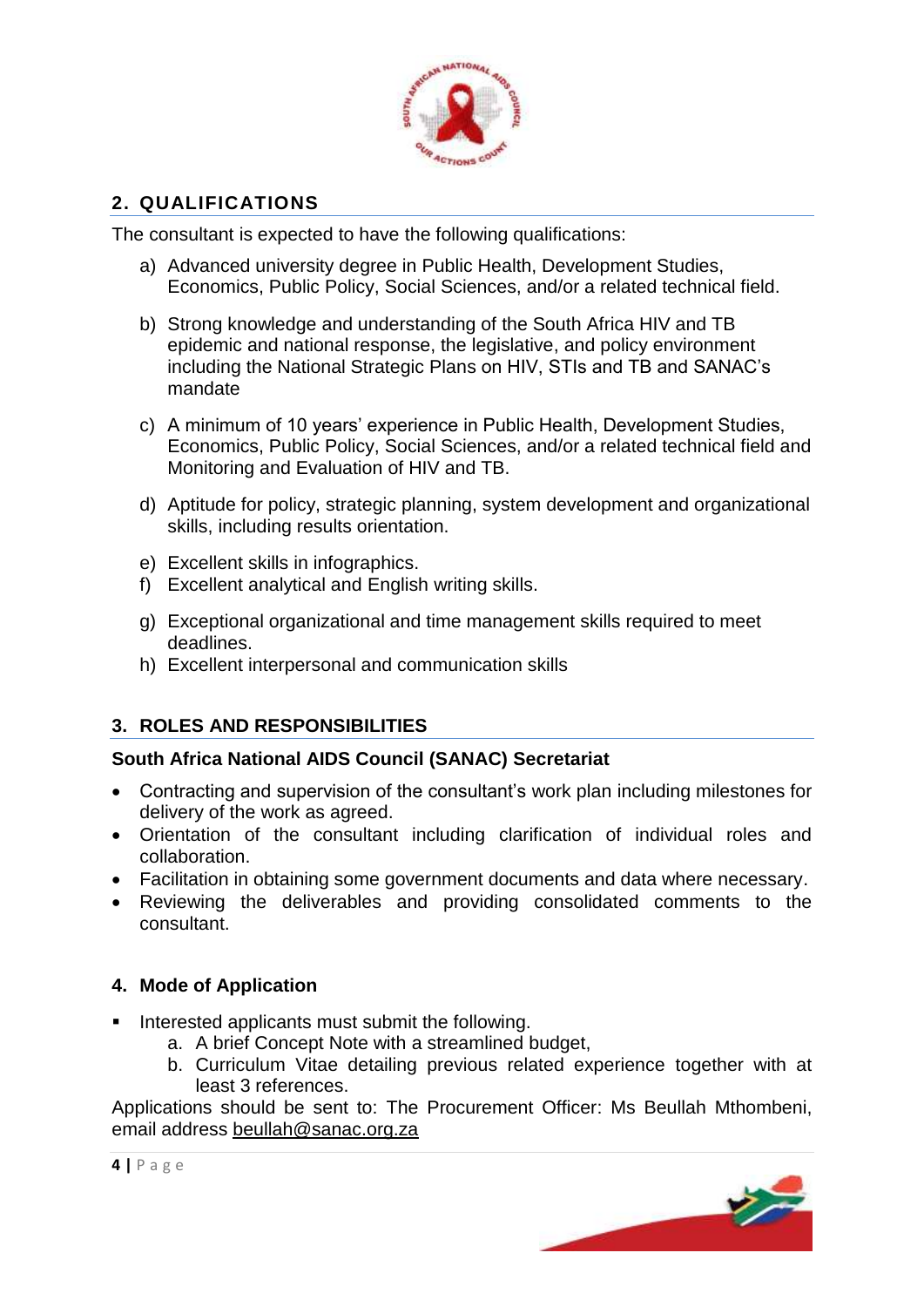## 2. QUALIFICATIONS

The consultant is expected to have the following qualifications:

a) Advanced university degree in Public Health, Development Studies, Economics, Public Policy, Social Sciences, and/or a related technical field.

b) Strong knowledge and understanding of the South Africa HIV and TB epidemic and national response, the legislative, and policy environment including the National Strategic Plans on HIV, STIs and TB and SANAC's mandate

c) A minimum of 10 years' experience in Public Health, Development Studies, Economics, Public Policy, Social Sciences, and/or a related technical field and Monitoring and Evaluation of HIV and TB.

d) Aptitude for policy, strategic planning, system development and organizational skills, including results orientation.

e) Excellent skills in infographics.

f) Excellent analytical and English writing skills.

g) Exceptional organizational and time management skills required to meet deadlines.

h) Excellent interpersonal and communication skills

## 3. ROLES AND RESPONSIBILITIES

**South Africa National AIDS Council (SANAC) Secretariat**

- Contracting and supervision of the consultant's work plan including milestones for delivery of the work as agreed.
- Orientation of the consultant including clarification of individual roles and collaboration.
- Facilitation in obtaining some government documents and data where necessary.
- Reviewing the deliverables and providing consolidated comments to the consultant.

## 4. Mode of Application

- Interested applicants must submit the following.
  a. A brief Concept Note with a streamlined budget,
  b. Curriculum Vitae detailing previous related experience together with at least 3 references.

Applications should be sent to: The Procurement Officer: Ms Beullah Mthombeni, email address beullah@sanac.org.za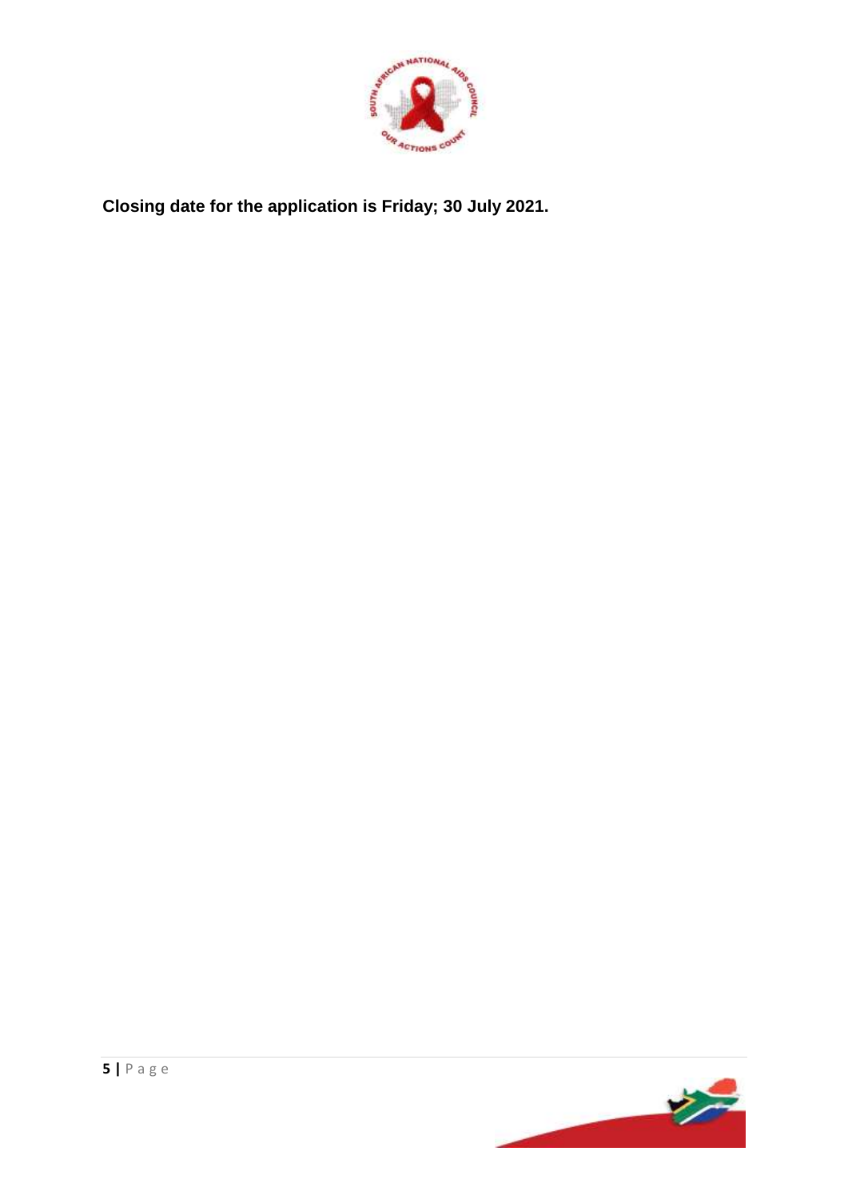**Closing date for the application is Friday; 30 July 2021.**